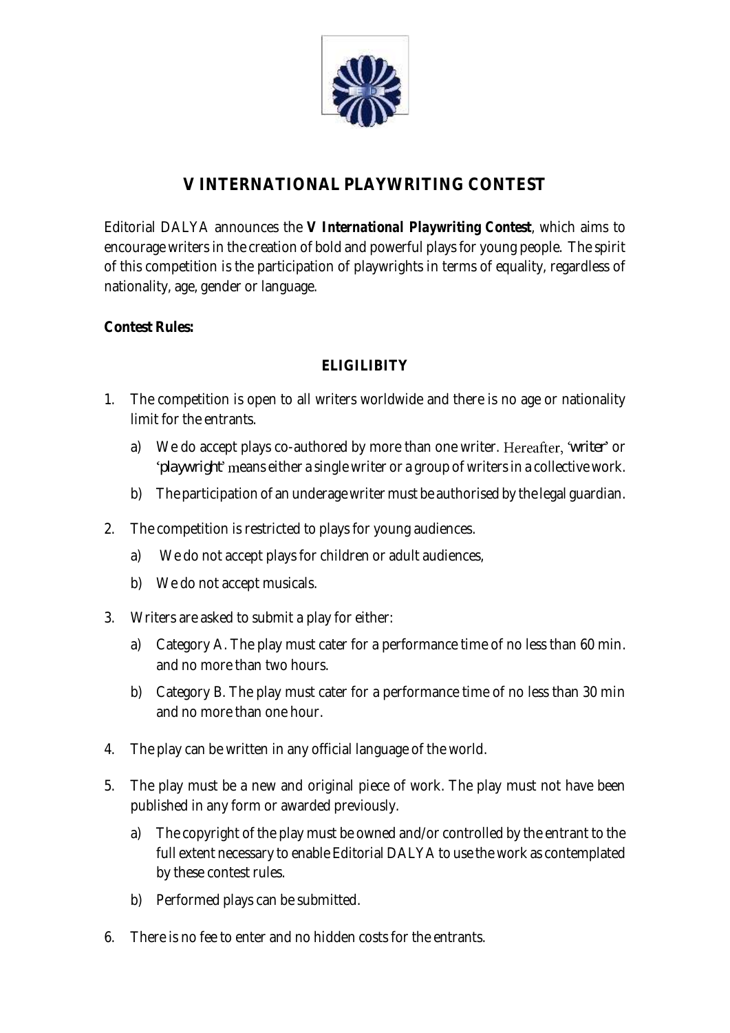# V INTERNATIONAL PLAYWRITING CONTEST

Editorial DALYA announces the ***V International Playwriting Contest***, which aims to encourage writers in the creation of bold and powerful plays for young people. The spirit of this competition is the participation of playwrights in terms of equality, regardless of nationality, age, gender or language.

**Contest Rules:**

## ELIGILIBITY

1. The competition is open to all writers worldwide and there is no age or nationality limit for the entrants.
   a) We do accept plays co-authored by more than one writer. Hereafter, '*writer*' or '*playwright*' means either a single writer or a group of writers in a collective work.
   b) The participation of an underage writer must be authorised by the legal guardian.
2. The competition is restricted to plays for young audiences.
   a) We do not accept plays for children or adult audiences,
   b) We do not accept musicals.
3. Writers are asked to submit a play for either:
   a) Category A. The play must cater for a performance time of no less than 60 min. and no more than two hours.
   b) Category B. The play must cater for a performance time of no less than 30 min and no more than one hour.
4. The play can be written in any official language of the world.
5. The play must be a new and original piece of work. The play must not have been published in any form or awarded previously.
   a) The copyright of the play must be owned and/or controlled by the entrant to the full extent necessary to enable Editorial DALYA to use the work as contemplated by these contest rules.
   b) Performed plays can be submitted.
6. There is no fee to enter and no hidden costs for the entrants.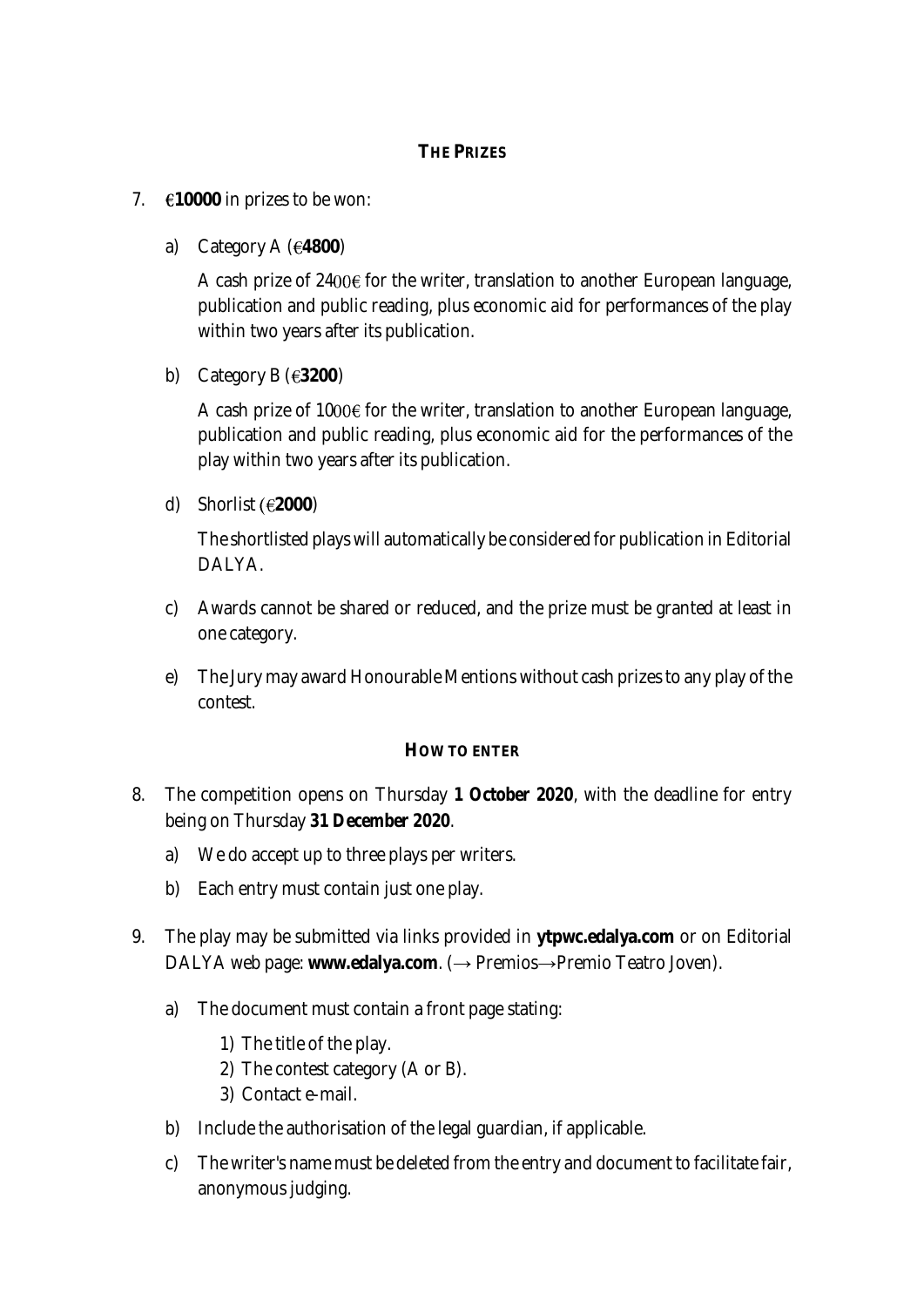## THE PRIZES

7. €**10000** in prizes to be won:

   a) Category A (€**4800**)

      A cash prize of 2400€ for the writer, translation to another European language, publication and public reading, plus economic aid for performances of the play within two years after its publication.

   b) Category B (€**3200**)

      A cash prize of 1000€ for the writer, translation to another European language, publication and public reading, plus economic aid for the performances of the play within two years after its publication.

   d) Shorlist (€**2000**)

      The shortlisted plays will automatically be considered for publication in Editorial DALYA.

   c) Awards cannot be shared or reduced, and the prize must be granted at least in one category.

   e) The Jury may award Honourable Mentions without cash prizes to any play of the contest.

## HOW TO ENTER

8. The competition opens on Thursday **1 October 2020**, with the deadline for entry being on Thursday **31 December 2020**.

   a) We do accept up to three plays per writers.

   b) Each entry must contain just one play.

9. The play may be submitted via links provided in **ytpwc.edalya.com** or on Editorial DALYA web page: **www.edalya.com**. (→ Premios→Premio Teatro Joven).

   a) The document must contain a front page stating:

      1) The title of the play.
      2) The contest category (A or B).
      3) Contact e-mail.

   b) Include the authorisation of the legal guardian, if applicable.

   c) The writer's name must be deleted from the entry and document to facilitate fair, anonymous judging.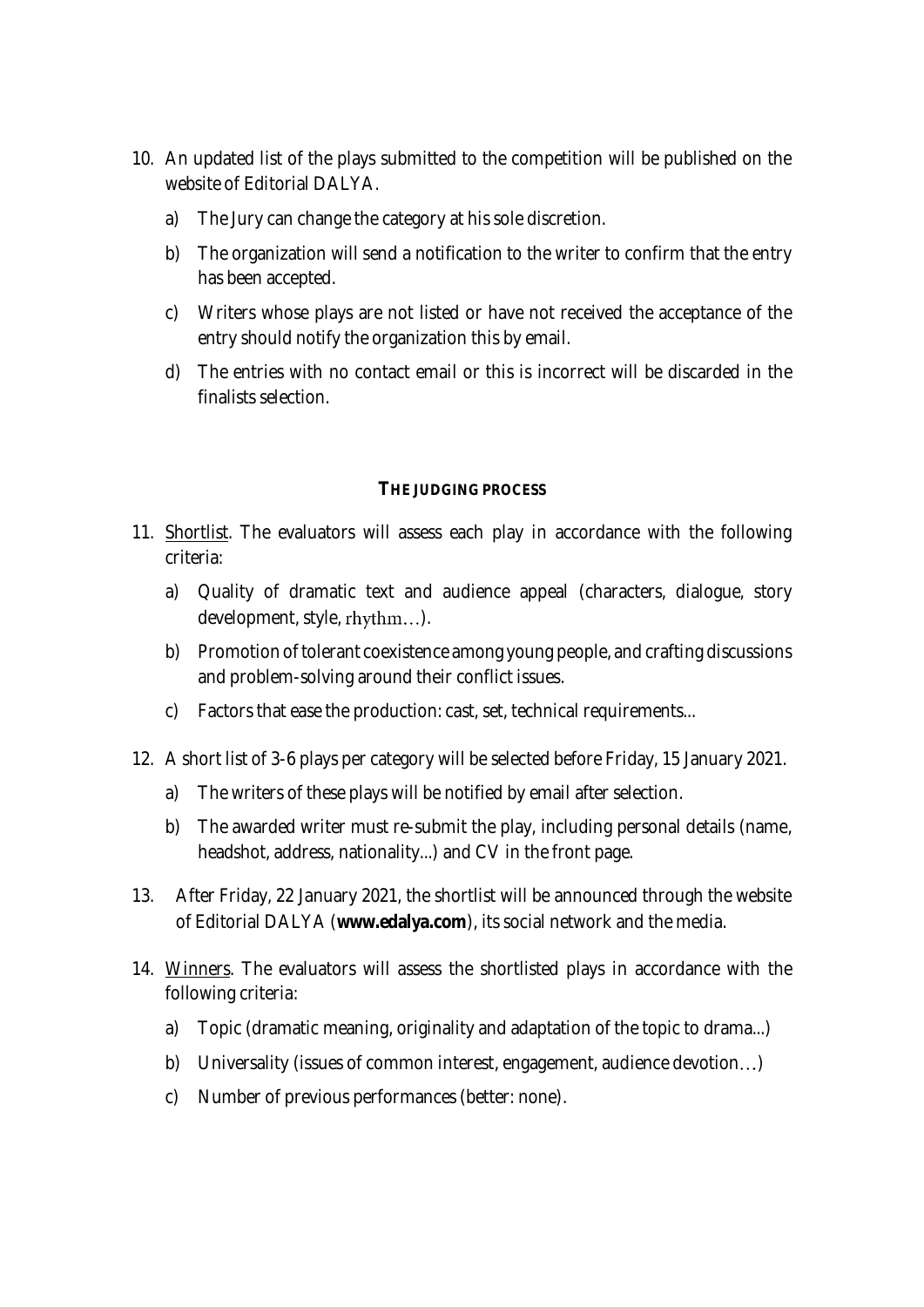10. An updated list of the plays submitted to the competition will be published on the website of Editorial DALYA.
    a) The Jury can change the category at his sole discretion.
    b) The organization will send a notification to the writer to confirm that the entry has been accepted.
    c) Writers whose plays are not listed or have not received the acceptance of the entry should notify the organization this by email.
    d) The entries with no contact email or this is incorrect will be discarded in the finalists selection.

#### THE JUDGING PROCESS

11. Shortlist. The evaluators will assess each play in accordance with the following criteria:
    a) Quality of dramatic text and audience appeal (characters, dialogue, story development, style, rhythm…).
    b) Promotion of tolerant coexistence among young people, and crafting discussions and problem-solving around their conflict issues.
    c) Factors that ease the production: cast, set, technical requirements...
12. A short list of 3-6 plays per category will be selected before Friday, 15 January 2021.
    a) The writers of these plays will be notified by email after selection.
    b) The awarded writer must re-submit the play, including personal details (name, headshot, address, nationality...) and CV in the front page.
13. After Friday, 22 January 2021, the shortlist will be announced through the website of Editorial DALYA (**www.edalya.com**), its social network and the media.
14. Winners. The evaluators will assess the shortlisted plays in accordance with the following criteria:
    a) Topic (dramatic meaning, originality and adaptation of the topic to drama...)
    b) Universality (issues of common interest, engagement, audience devotion…)
    c) Number of previous performances (better: none).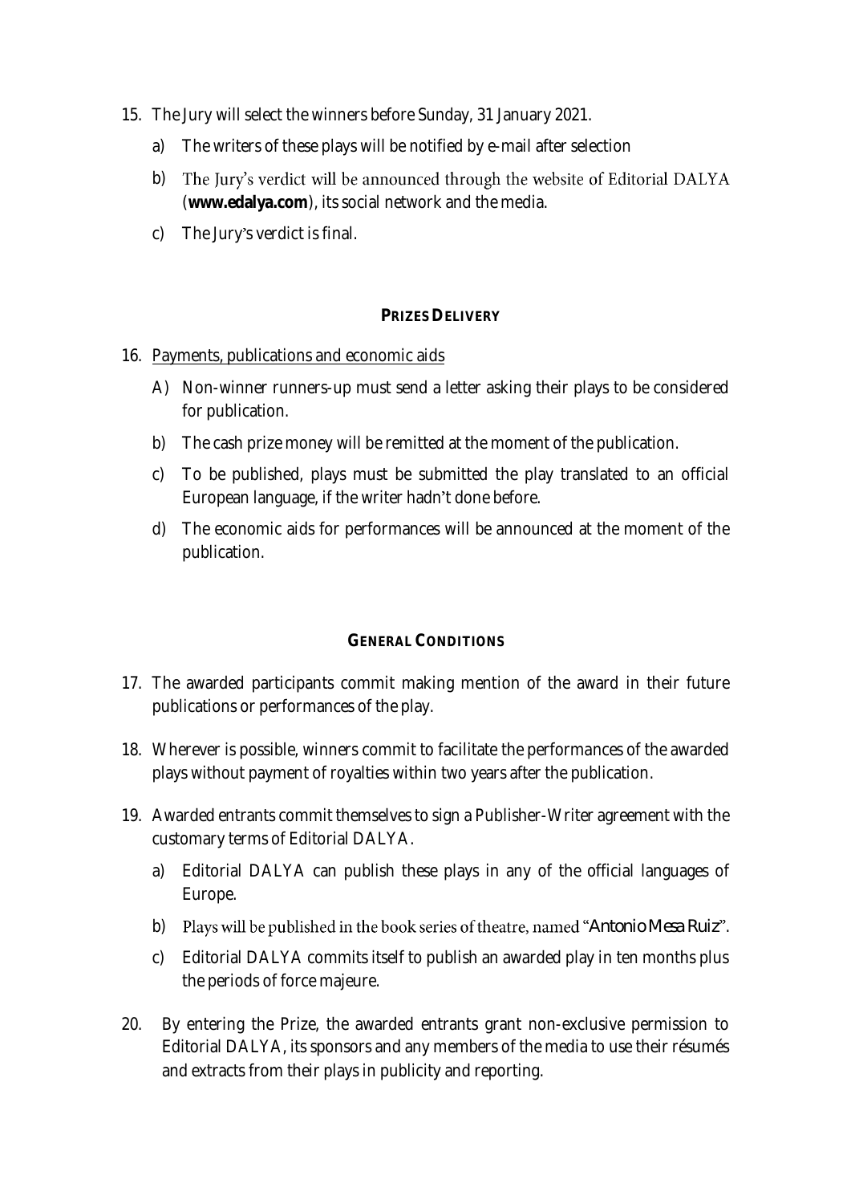15. The Jury will select the winners before Sunday, 31 January 2021.

    a) The writers of these plays will be notified by e-mail after selection

    b) The Jury's verdict will be announced through the website of Editorial DALYA (**www.edalya.com**), its social network and the media.

    c) The Jury's verdict is final.

### PRIZES DELIVERY

16. Payments, publications and economic aids

    A) Non-winner runners-up must send a letter asking their plays to be considered for publication.

    b) The cash prize money will be remitted at the moment of the publication.

    c) To be published, plays must be submitted the play translated to an official European language, if the writer hadn't done before.

    d) The economic aids for performances will be announced at the moment of the publication.

### GENERAL CONDITIONS

17. The awarded participants commit making mention of the award in their future publications or performances of the play.

18. Wherever is possible, winners commit to facilitate the performances of the awarded plays without payment of royalties within two years after the publication.

19. Awarded entrants commit themselves to sign a Publisher-Writer agreement with the customary terms of Editorial DALYA.

    a) Editorial DALYA can publish these plays in any of the official languages of Europe.

    b) Plays will be published in the book series of theatre, named "*Antonio Mesa Ruiz*".

    c) Editorial DALYA commits itself to publish an awarded play in ten months plus the periods of force majeure.

20. By entering the Prize, the awarded entrants grant non-exclusive permission to Editorial DALYA, its sponsors and any members of the media to use their résumés and extracts from their plays in publicity and reporting.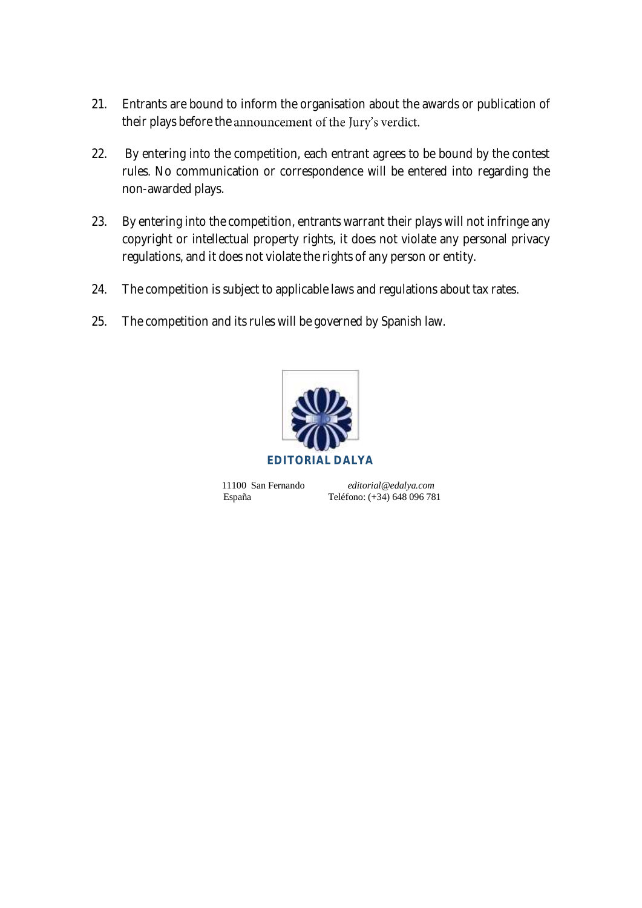21. Entrants are bound to inform the organisation about the awards or publication of their plays before the announcement of the Jury's verdict.

22. By entering into the competition, each entrant agrees to be bound by the contest rules. No communication or correspondence will be entered into regarding the non-awarded plays.

23. By entering into the competition, entrants warrant their plays will not infringe any copyright or intellectual property rights, it does not violate any personal privacy regulations, and it does not violate the rights of any person or entity.

24. The competition is subject to applicable laws and regulations about tax rates.

25. The competition and its rules will be governed by Spanish law.

**EDITORIAL DALYA**

11100 San Fernando
España

*editorial@edalya.com*
Teléfono: (+34) 648 096 781